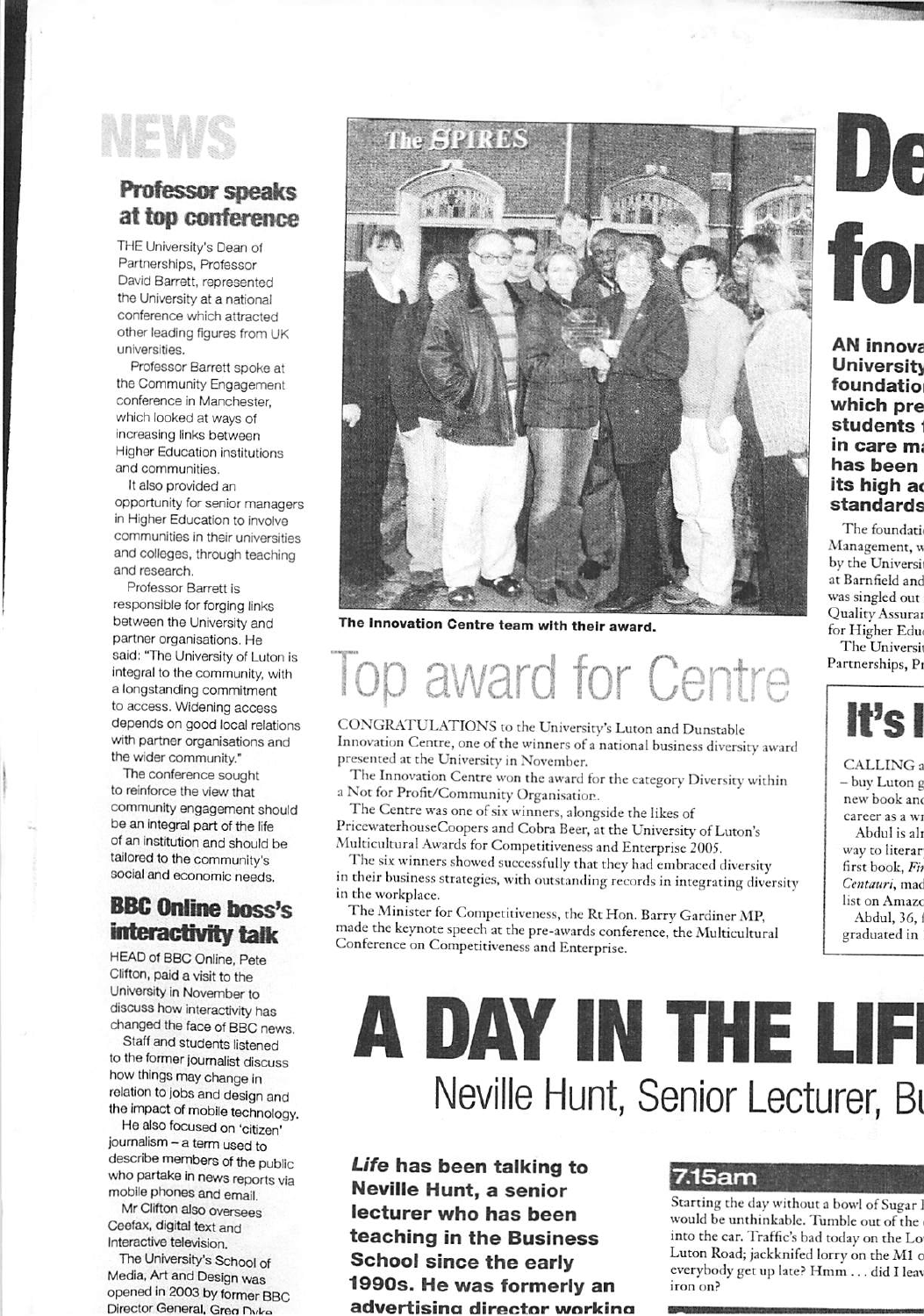# NEWS

## Professor speaks at top conference

THE University's Dean of Partnerships, Professor David Barrett, represented the University at a national conference which attracted other leading figures from UK universities.

Professor Barrett spoke at the Community Engagement conference in Manchester, which looked at ways of increasing links between Higher Education institutions and communities.

It also provided an opportunity for senior managers in Higher Education to involve communities in their universities and colleges, through teaching and research.

Professor Barrett is responsible for forging links between the University and partner organisations. He said: "The University of Luton is integral to the community, with a longstanding commitment to access. Widening access depends on good local relations with partner organisations and the wider community."

The conference sought to reinforce the view that community engagement should be an integral part of the life of an institution and should be tailored to the community's social and economic needs.

## BBC Online boss's interactivity talk

HEAD of BBC Online, Pete Clifton, paid a visit to the University in November to discuss how interactivity has changed the face of BBC news.

Staff and students listened to the former journalist discuss how things may change in relation to jobs and design and the impact of mobile technology.

He also focused on 'citizen' journalism – a term used to describe members of the public who partake in news reports via mobile phones and email.

Mr Clifton also oversees Ceefax, digital text and interactive television.

The University's School of Media, Art and Design was opened in 2003 by former BBC Director General, Greg Dyke

The Innovation Centre team with their award.

## Top award for Centre

CONGRATULATIONS to the University's Luton and Dunstable Innovation Centre, one of the winners of a national business diversity award presented at the University in November.

The Innovation Centre won the award for the category Diversity within a Not for Profit/Community Organisation.

The Centre was one of six winners, alongside the likes of PricewaterhouseCoopers and Cobra Beer, at the University of Luton's Multicultural Awards for Competitiveness and Enterprise 2005.

The six winners showed successfully that they had embraced diversity in their business strategies, with outstanding records in integrating diversity in the workplace.

The Minister for Competitiveness, the Rt Hon. Barry Gardiner MP, made the keynote speech at the pre-awards conference, the Multicultural Conference on Competitiveness and Enterprise.

## De fo

**AN innova University foundatio which pre students in care ma has been its high ac standards**

The foundati Management, w by the Universi at Barnfield and was singled out Quality Assuran for Higher Edu

The Universit Partnerships, Pr

## It's I

CALLING a – buy Luton g new book and career as a wr

Abdul is alr way to literar first book, *Fi Centauri*, mad list on Amazo

Abdul, 36, graduated in

# A DAY IN THE LIF

## Neville Hunt, Senior Lecturer, Bu

***Life* has been talking to Neville Hunt, a senior lecturer who has been teaching in the Business School since the early 1990s. He was formerly an advertising director working**

### 7.15am

Starting the day without a bowl of Sugar would be unthinkable. Tumble out of the into the car. Traffic's bad today on the Lo Luton Road; jackknifed lorry on the M1 o everybody get up late? Hmm . . . did I leav iron on?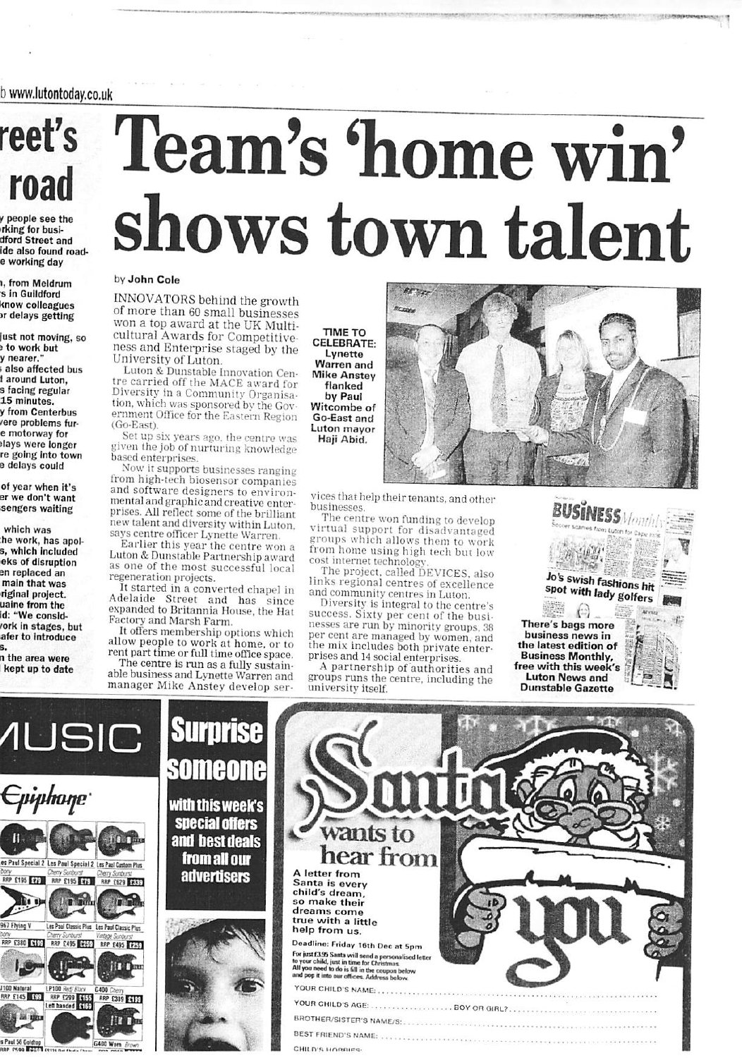# Team's 'home win' shows town talent

by **John Cole**

INNOVATORS behind the growth of more than 60 small businesses won a top award at the UK Multicultural Awards for Competitiveness and Enterprise staged by the University of Luton.

Luton & Dunstable Innovation Centre carried off the MACE award for Diversity in a Community Organisation, which was sponsored by the Government Office for the Eastern Region (Go-East).

Set up six years ago, the centre was given the job of nurturing knowledge based enterprises.

Now it supports businesses ranging from high-tech biosensor companies and software designers to environmental and graphic and creative enterprises. All reflect some of the brilliant new talent and diversity within Luton, says centre officer Lynette Warren.

Earlier this year the centre won a Luton & Dunstable Partnership award as one of the most successful local regeneration projects.

It started in a converted chapel in Adelaide Street and has since expanded to Britannia House, the Hat Factory and Marsh Farm.

It offers membership options which allow people to work at home, or to rent part time or full time office space.

The centre is run as a fully sustainable business and Lynette Warren and manager Mike Anstey develop services that help their tenants, and other businesses.

The centre won funding to develop virtual support for disadvantaged groups which allows them to work from home using high tech but low cost internet technology.

The project, called DEVICES, also links regional centres of excellence and community centres in Luton.

Diversity is integral to the centre's success. Sixty per cent of the businesses are run by minority groups, 38 per cent are managed by women, and the mix includes both private enterprises and 14 social enterprises.

A partnership of authorities and groups runs the centre, including the university itself.

**TIME TO CELEBRATE:** Lynette Warren and Mike Anstey flanked by Paul Witcombe of Go-East and Luton mayor Haji Abid.

**Jo's swish fashions hit spot with lady golfers**

**There's bags more business news in the latest edition of Business Monthly, free with this week's Luton News and Dunstable Gazette**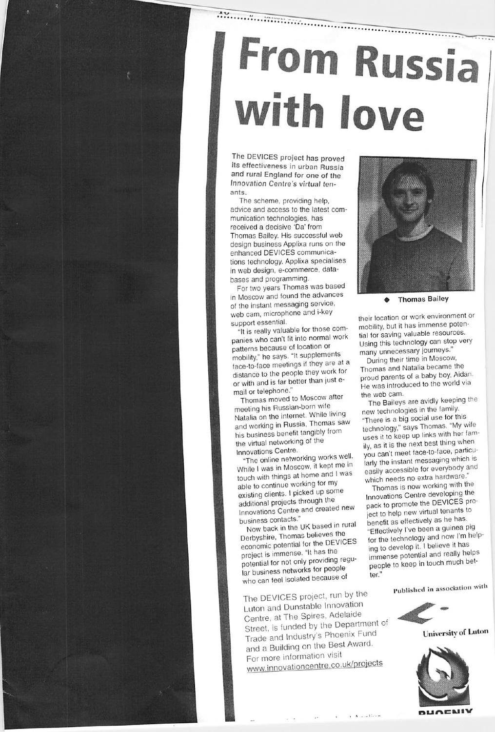# From Russia with love

**The DEVICES project has proved its effectiveness in urban Russia and rural England for one of the Innovation Centre's virtual tenants.**

The scheme, providing help, advice and access to the latest communication technologies, has received a decisive 'Da' from Thomas Bailey. His successful web design business Applixa runs on the enhanced DEVICES communications technology. Applixa specialises in web design, e-commerce, databases and programming.

For two years Thomas was based in Moscow and found the advances of the instant messaging service, web cam, microphone and i-key support essential.

"It is really valuable for those companies who can't fit into normal work patterns because of location or mobility," he says. "It supplements face-to-face meetings if they are at a distance to the people they work for or with and is far better than just e-mail or telephone."

Thomas moved to Moscow after meeting his Russian-born wife Natalia on the internet. While living and working in Russia, Thomas saw his business benefit tangibly from the virtual networking of the Innovations Centre.

"The online networking works well. While I was in Moscow, it kept me in touch with things at home and I was able to continue working for my existing clients. I picked up some additional projects through the Innovations Centre and created new business contacts."

Now back in the UK based in rural Derbyshire, Thomas believes the economic potential for the DEVICES project is immense. "It has the potential for not only providing regular business networks for people who can feel isolated because of their location or work environment or mobility, but it has immense potential for saving valuable resources. Using this technology can stop very many unnecessary journeys."

Thomas Bailey

During their time in Moscow, Thomas and Natalia became the proud parents of a baby boy, Aidan. He was introduced to the world via the web cam.

The Baileys are avidly keeping the new technologies in the family. "There is a big social use for this technology," says Thomas. "My wife uses it to keep up links with her family, as it is the next best thing when you can't meet face-to-face, particularly the instant messaging which is easily accessible for everybody and which needs no extra hardware."

Thomas is now working with the Innovations Centre developing the pack to promote the DEVICES project to help new virtual tenants to benefit as effectively as he has. "Effectively I've been a guinea pig for the technology and now I'm helping to develop it. I believe it has immense potential and really helps people to keep in touch much better."

The DEVICES project, run by the Luton and Dunstable Innovation Centre, at The Spires, Adelaide Street, is funded by the Department of Trade and Industry's Phoenix Fund and a Building on the Best Award. For more information visit www.innovationcentre.co.uk/projects

Published in association with

University of Luton

PHOENIX